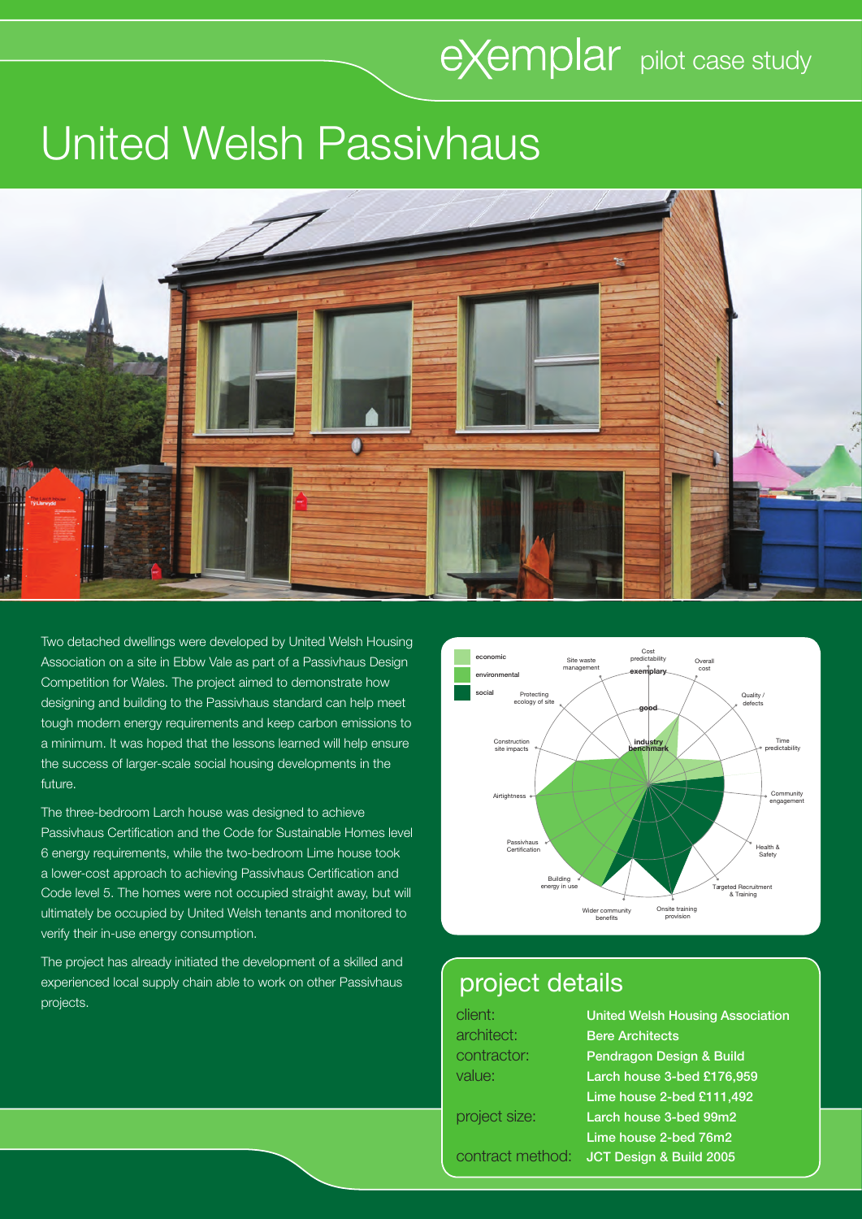exemplar pilot case study

# United Welsh Passivhaus

Two detached dwellings were developed by United Welsh Housing Association on a site in Ebbw Vale as part of a Passivhaus Design Competition for Wales. The project aimed to demonstrate how designing and building to the Passivhaus standard can help meet tough modern energy requirements and keep carbon emissions to a minimum. It was hoped that the lessons learned will help ensure the success of larger-scale social housing developments in the future.

The three-bedroom Larch house was designed to achieve Passivhaus Certification and the Code for Sustainable Homes level 6 energy requirements, while the two-bedroom Lime house took a lower-cost approach to achieving Passivhaus Certification and Code level 5. The homes were not occupied straight away, but will ultimately be occupied by United Welsh tenants and monitored to verify their in-use energy consumption.

The project has already initiated the development of a skilled and experienced local supply chain able to work on other Passivhaus projects.

## project details

| | |
|---|---|
| client: | **United Welsh Housing Association** |
| architect: | **Bere Architects** |
| contractor: | **Pendragon Design & Build** |
| value: | **Larch house 3-bed £176,959** |
| | **Lime house 2-bed £111,492** |
| project size: | **Larch house 3-bed 99m2** |
| | **Lime house 2-bed 76m2** |
| contract method: | **JCT Design & Build 2005** |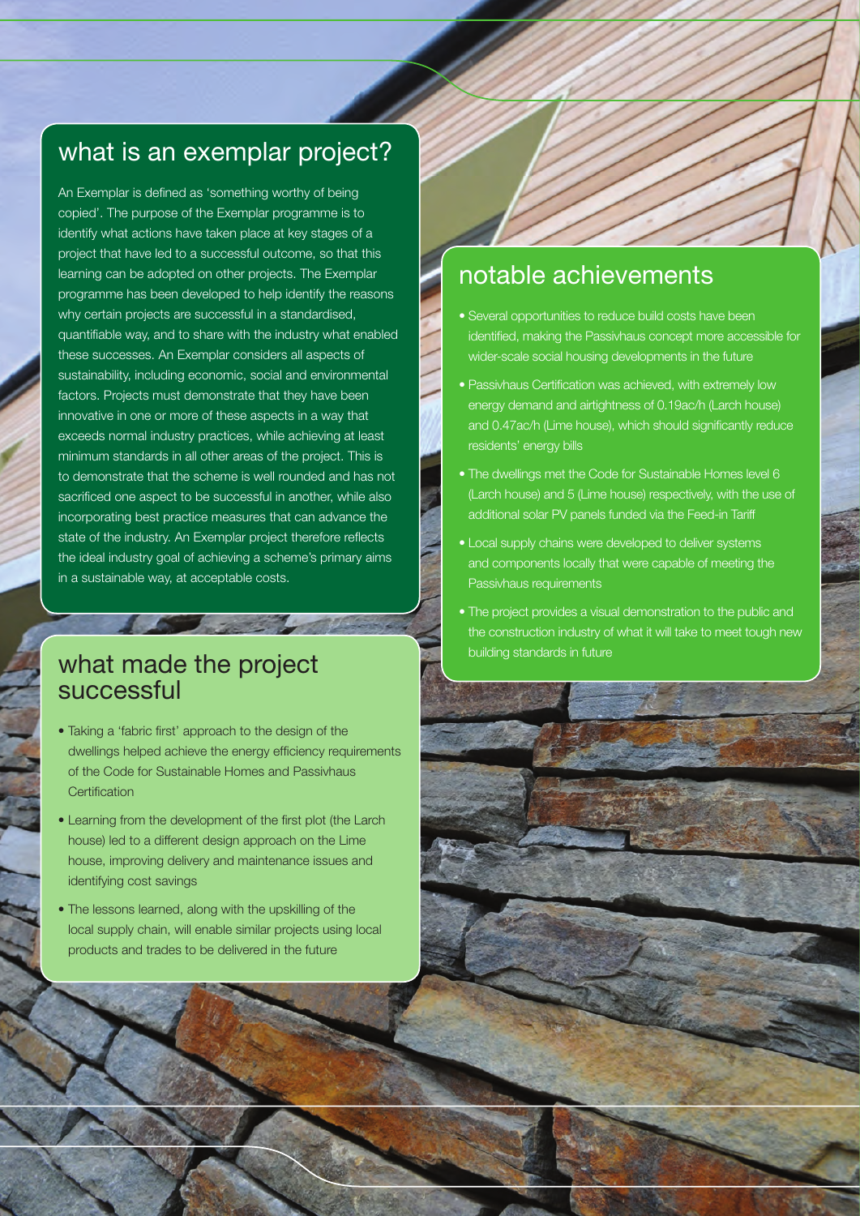## what is an exemplar project?

An Exemplar is defined as 'something worthy of being copied'. The purpose of the Exemplar programme is to identify what actions have taken place at key stages of a project that have led to a successful outcome, so that this learning can be adopted on other projects. The Exemplar programme has been developed to help identify the reasons why certain projects are successful in a standardised, quantifiable way, and to share with the industry what enabled these successes. An Exemplar considers all aspects of sustainability, including economic, social and environmental factors. Projects must demonstrate that they have been innovative in one or more of these aspects in a way that exceeds normal industry practices, while achieving at least minimum standards in all other areas of the project. This is to demonstrate that the scheme is well rounded and has not sacrificed one aspect to be successful in another, while also incorporating best practice measures that can advance the state of the industry. An Exemplar project therefore reflects the ideal industry goal of achieving a scheme's primary aims in a sustainable way, at acceptable costs.

## what made the project successful

- Taking a 'fabric first' approach to the design of the dwellings helped achieve the energy efficiency requirements of the Code for Sustainable Homes and Passivhaus Certification
- Learning from the development of the first plot (the Larch house) led to a different design approach on the Lime house, improving delivery and maintenance issues and identifying cost savings
- The lessons learned, along with the upskilling of the local supply chain, will enable similar projects using local products and trades to be delivered in the future

## notable achievements

- Several opportunities to reduce build costs have been identified, making the Passivhaus concept more accessible for wider-scale social housing developments in the future
- Passivhaus Certification was achieved, with extremely low energy demand and airtightness of 0.19ac/h (Larch house) and 0.47ac/h (Lime house), which should significantly reduce residents' energy bills
- The dwellings met the Code for Sustainable Homes level 6 (Larch house) and 5 (Lime house) respectively, with the use of additional solar PV panels funded via the Feed-in Tariff
- Local supply chains were developed to deliver systems and components locally that were capable of meeting the Passivhaus requirements
- The project provides a visual demonstration to the public and the construction industry of what it will take to meet tough new building standards in future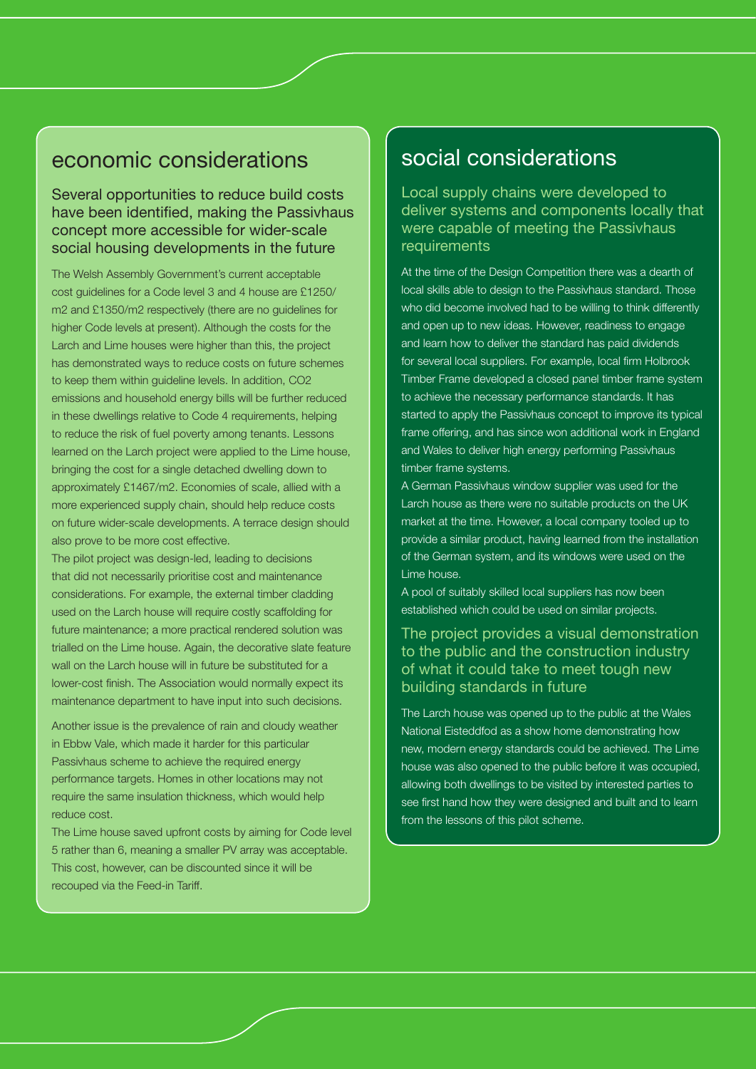## economic considerations

### Several opportunities to reduce build costs have been identified, making the Passivhaus concept more accessible for wider-scale social housing developments in the future

The Welsh Assembly Government's current acceptable cost guidelines for a Code level 3 and 4 house are £1250/m2 and £1350/m2 respectively (there are no guidelines for higher Code levels at present). Although the costs for the Larch and Lime houses were higher than this, the project has demonstrated ways to reduce costs on future schemes to keep them within guideline levels. In addition, $CO_2$ emissions and household energy bills will be further reduced in these dwellings relative to Code 4 requirements, helping to reduce the risk of fuel poverty among tenants. Lessons learned on the Larch project were applied to the Lime house, bringing the cost for a single detached dwelling down to approximately £1467/m2. Economies of scale, allied with a more experienced supply chain, should help reduce costs on future wider-scale developments. A terrace design should also prove to be more cost effective.

The pilot project was design-led, leading to decisions that did not necessarily prioritise cost and maintenance considerations. For example, the external timber cladding used on the Larch house will require costly scaffolding for future maintenance; a more practical rendered solution was trialled on the Lime house. Again, the decorative slate feature wall on the Larch house will in future be substituted for a lower-cost finish. The Association would normally expect its maintenance department to have input into such decisions.

Another issue is the prevalence of rain and cloudy weather in Ebbw Vale, which made it harder for this particular Passivhaus scheme to achieve the required energy performance targets. Homes in other locations may not require the same insulation thickness, which would help reduce cost.

The Lime house saved upfront costs by aiming for Code level 5 rather than 6, meaning a smaller PV array was acceptable. This cost, however, can be discounted since it will be recouped via the Feed-in Tariff.

## social considerations

### Local supply chains were developed to deliver systems and components locally that were capable of meeting the Passivhaus requirements

At the time of the Design Competition there was a dearth of local skills able to design to the Passivhaus standard. Those who did become involved had to be willing to think differently and open up to new ideas. However, readiness to engage and learn how to deliver the standard has paid dividends for several local suppliers. For example, local firm Holbrook Timber Frame developed a closed panel timber frame system to achieve the necessary performance standards. It has started to apply the Passivhaus concept to improve its typical frame offering, and has since won additional work in England and Wales to deliver high energy performing Passivhaus timber frame systems.

A German Passivhaus window supplier was used for the Larch house as there were no suitable products on the UK market at the time. However, a local company tooled up to provide a similar product, having learned from the installation of the German system, and its windows were used on the Lime house.

A pool of suitably skilled local suppliers has now been established which could be used on similar projects.

### The project provides a visual demonstration to the public and the construction industry of what it could take to meet tough new building standards in future

The Larch house was opened up to the public at the Wales National Eisteddfod as a show home demonstrating how new, modern energy standards could be achieved. The Lime house was also opened to the public before it was occupied, allowing both dwellings to be visited by interested parties to see first hand how they were designed and built and to learn from the lessons of this pilot scheme.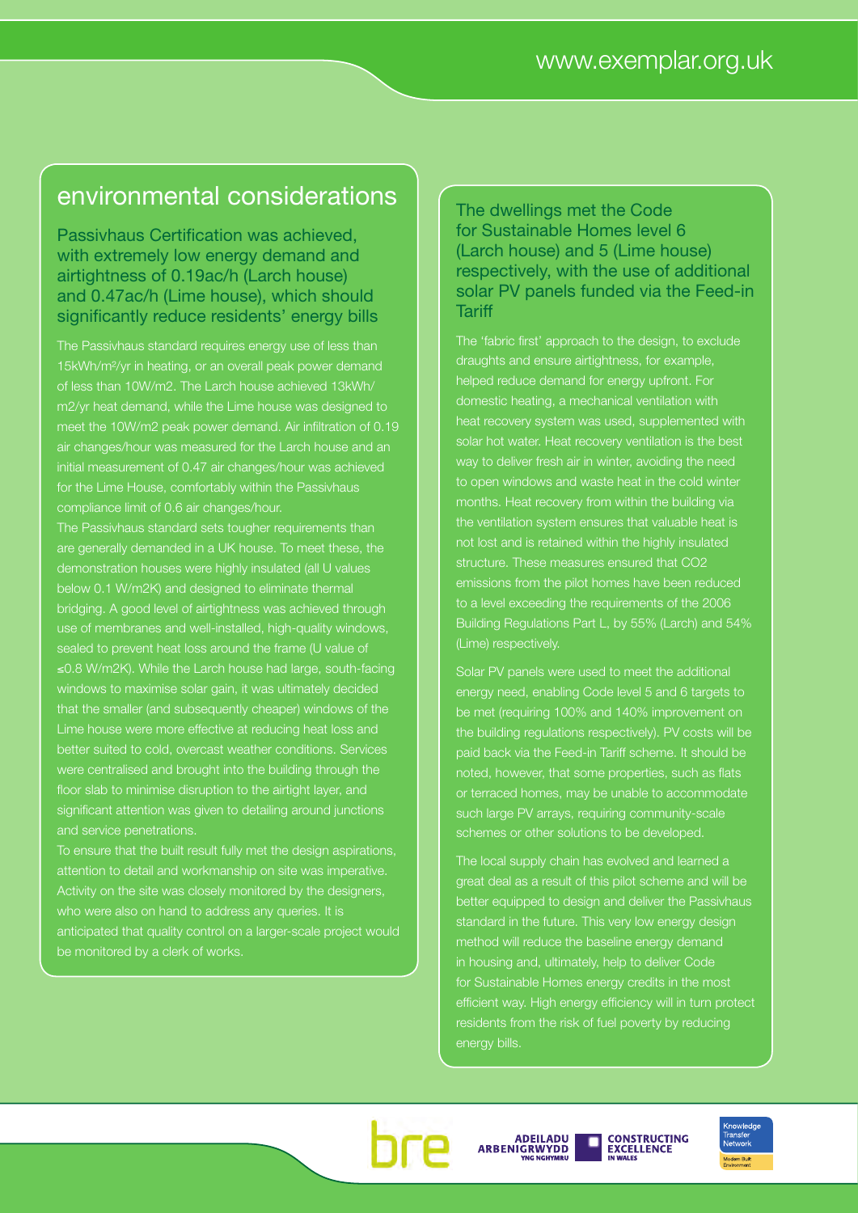# environmental considerations

## Passivhaus Certification was achieved, with extremely low energy demand and airtightness of 0.19ac/h (Larch house) and 0.47ac/h (Lime house), which should significantly reduce residents' energy bills

The Passivhaus standard requires energy use of less than 15kWh/m²/yr in heating, or an overall peak power demand of less than 10W/m2. The Larch house achieved 13kWh/m2/yr heat demand, while the Lime house was designed to meet the 10W/m2 peak power demand. Air infiltration of 0.19 air changes/hour was measured for the Larch house and an initial measurement of 0.47 air changes/hour was achieved for the Lime House, comfortably within the Passivhaus compliance limit of 0.6 air changes/hour.

The Passivhaus standard sets tougher requirements than are generally demanded in a UK house. To meet these, the demonstration houses were highly insulated (all U values below 0.1 W/m2K) and designed to eliminate thermal bridging. A good level of airtightness was achieved through use of membranes and well-installed, high-quality windows, sealed to prevent heat loss around the frame (U value of ≤0.8 W/m2K). While the Larch house had large, south-facing windows to maximise solar gain, it was ultimately decided that the smaller (and subsequently cheaper) windows of the Lime house were more effective at reducing heat loss and better suited to cold, overcast weather conditions. Services were centralised and brought into the building through the floor slab to minimise disruption to the airtight layer, and significant attention was given to detailing around junctions and service penetrations.

To ensure that the built result fully met the design aspirations, attention to detail and workmanship on site was imperative. Activity on the site was closely monitored by the designers, who were also on hand to address any queries. It is anticipated that quality control on a larger-scale project would be monitored by a clerk of works.

## The dwellings met the Code for Sustainable Homes level 6 (Larch house) and 5 (Lime house) respectively, with the use of additional solar PV panels funded via the Feed-in Tariff

The 'fabric first' approach to the design, to exclude draughts and ensure airtightness, for example, helped reduce demand for energy upfront. For domestic heating, a mechanical ventilation with heat recovery system was used, supplemented with solar hot water. Heat recovery ventilation is the best way to deliver fresh air in winter, avoiding the need to open windows and waste heat in the cold winter months. Heat recovery from within the building via the ventilation system ensures that valuable heat is not lost and is retained within the highly insulated structure. These measures ensured that $CO_2$ emissions from the pilot homes have been reduced to a level exceeding the requirements of the 2006 Building Regulations Part L, by 55% (Larch) and 54% (Lime) respectively.

Solar PV panels were used to meet the additional energy need, enabling Code level 5 and 6 targets to be met (requiring 100% and 140% improvement on the building regulations respectively). PV costs will be paid back via the Feed-in Tariff scheme. It should be noted, however, that some properties, such as flats or terraced homes, may be unable to accommodate such large PV arrays, requiring community-scale schemes or other solutions to be developed.

The local supply chain has evolved and learned a great deal as a result of this pilot scheme and will be better equipped to design and deliver the Passivhaus standard in the future. This very low energy design method will reduce the baseline energy demand in housing and, ultimately, help to deliver Code for Sustainable Homes energy credits in the most efficient way. High energy efficiency will in turn protect residents from the risk of fuel poverty by reducing energy bills.